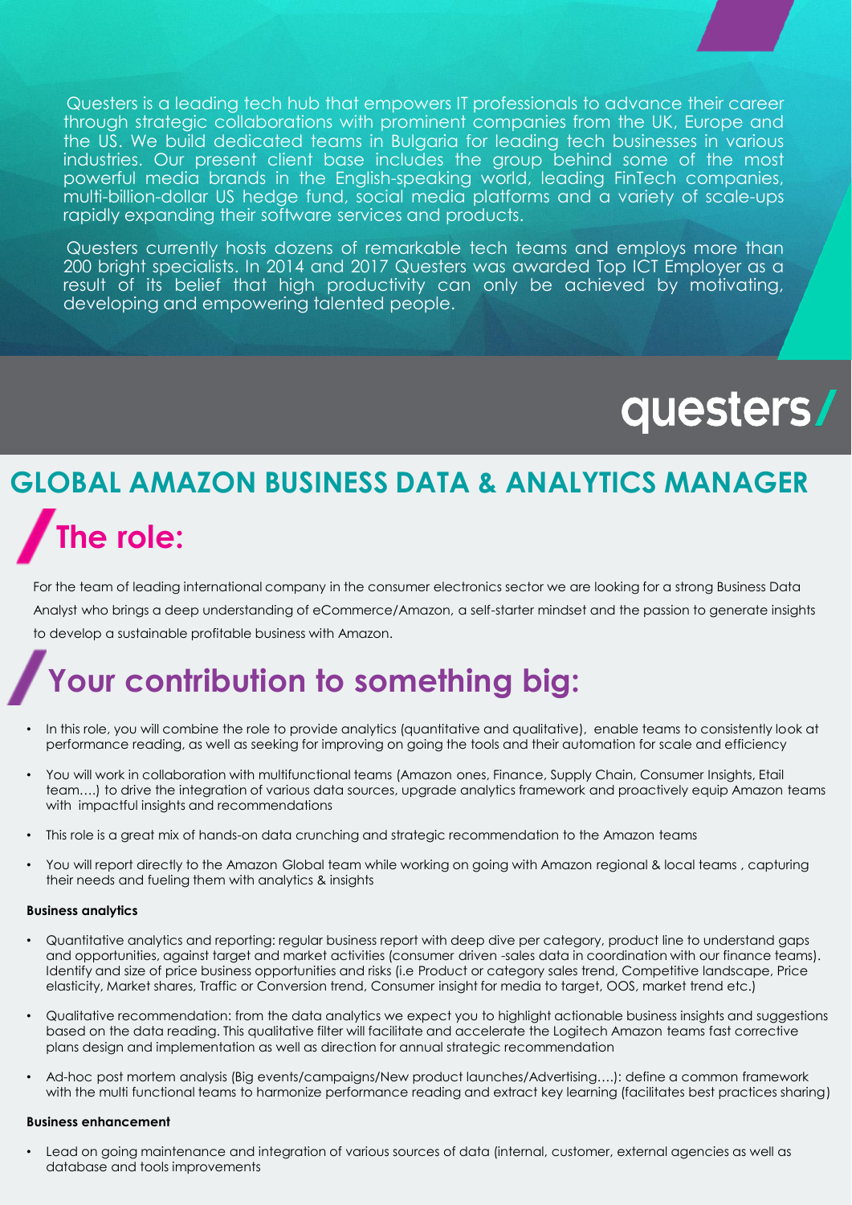Questers is a leading tech hub that empowers IT professionals to advance their career through strategic collaborations with prominent companies from the UK, Europe and the US. We build dedicated teams in Bulgaria for leading tech businesses in various industries. Our present client base includes the group behind some of the most powerful media brands in the English-speaking world, leading FinTech companies, multi-billion-dollar US hedge fund, social media platforms and a variety of scale-ups rapidly expanding their software services and products.

Questers currently hosts dozens of remarkable tech teams and employs more than 200 bright specialists. In 2014 and 2017 Questers was awarded Top ICT Employer as a result of its belief that high productivity can only be achieved by motivating, developing and empowering talented people.

questers/

# GLOBAL AMAZON BUSINESS DATA & ANALYTICS MANAGER

## The role:

For the team of leading international company in the consumer electronics sector we are looking for a strong Business Data Analyst who brings a deep understanding of eCommerce/Amazon, a self-starter mindset and the passion to generate insights to develop a sustainable profitable business with Amazon.

## Your contribution to something big:

- In this role, you will combine the role to provide analytics (quantitative and qualitative), enable teams to consistently look at performance reading, as well as seeking for improving on going the tools and their automation for scale and efficiency
- You will work in collaboration with multifunctional teams (Amazon ones, Finance, Supply Chain, Consumer Insights, Etail team….) to drive the integration of various data sources, upgrade analytics framework and proactively equip Amazon teams with impactful insights and recommendations
- This role is a great mix of hands-on data crunching and strategic recommendation to the Amazon teams
- You will report directly to the Amazon Global team while working on going with Amazon regional & local teams , capturing their needs and fueling them with analytics & insights

**Business analytics**

- Quantitative analytics and reporting: regular business report with deep dive per category, product line to understand gaps and opportunities, against target and market activities (consumer driven -sales data in coordination with our finance teams). Identify and size of price business opportunities and risks (i.e Product or category sales trend, Competitive landscape, Price elasticity, Market shares, Traffic or Conversion trend, Consumer insight for media to target, OOS, market trend etc.)
- Qualitative recommendation: from the data analytics we expect you to highlight actionable business insights and suggestions based on the data reading. This qualitative filter will facilitate and accelerate the Logitech Amazon teams fast corrective plans design and implementation as well as direction for annual strategic recommendation
- Ad-hoc post mortem analysis (Big events/campaigns/New product launches/Advertising….): define a common framework with the multi functional teams to harmonize performance reading and extract key learning (facilitates best practices sharing)

**Business enhancement**

- Lead on going maintenance and integration of various sources of data (internal, customer, external agencies as well as database and tools improvements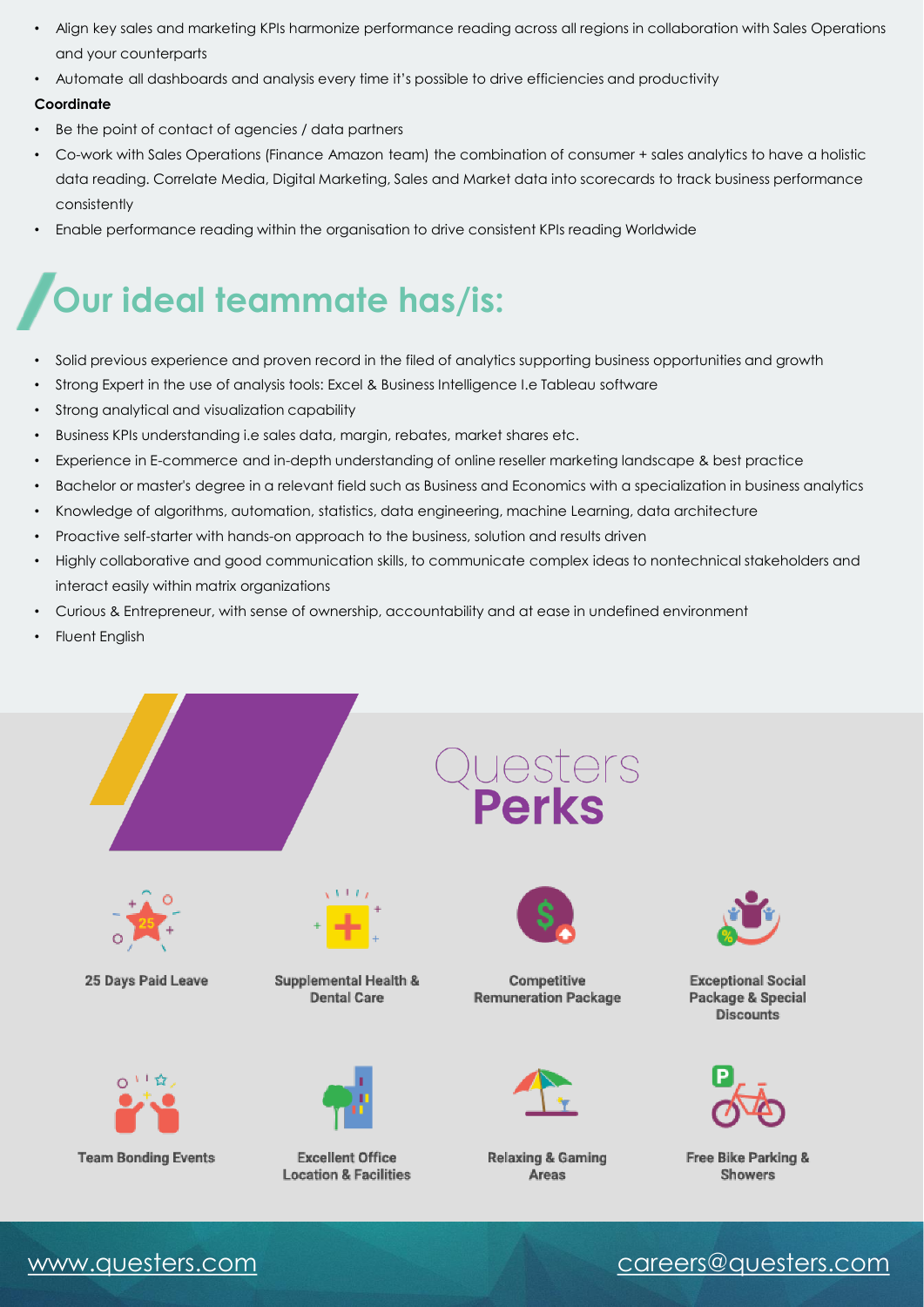- Align key sales and marketing KPIs harmonize performance reading across all regions in collaboration with Sales Operations and your counterparts
- Automate all dashboards and analysis every time it's possible to drive efficiencies and productivity

**Coordinate**

- Be the point of contact of agencies / data partners
- Co-work with Sales Operations (Finance Amazon team) the combination of consumer + sales analytics to have a holistic data reading. Correlate Media, Digital Marketing, Sales and Market data into scorecards to track business performance consistently
- Enable performance reading within the organisation to drive consistent KPIs reading Worldwide

## Our ideal teammate has/is:

- Solid previous experience and proven record in the filed of analytics supporting business opportunities and growth
- Strong Expert in the use of analysis tools: Excel & Business Intelligence I.e Tableau software
- Strong analytical and visualization capability
- Business KPIs understanding i.e sales data, margin, rebates, market shares etc.
- Experience in E-commerce and in-depth understanding of online reseller marketing landscape & best practice
- Bachelor or master's degree in a relevant field such as Business and Economics with a specialization in business analytics
- Knowledge of algorithms, automation, statistics, data engineering, machine Learning, data architecture
- Proactive self-starter with hands-on approach to the business, solution and results driven
- Highly collaborative and good communication skills, to communicate complex ideas to nontechnical stakeholders and interact easily within matrix organizations
- Curious & Entrepreneur, with sense of ownership, accountability and at ease in undefined environment
- Fluent English

## Questers Perks

- 25 Days Paid Leave
- Supplemental Health & Dental Care
- Competitive Remuneration Package
- Exceptional Social Package & Special Discounts
- Team Bonding Events
- Excellent Office Location & Facilities
- Relaxing & Gaming Areas
- Free Bike Parking & Showers

www.questers.com

careers@questers.com